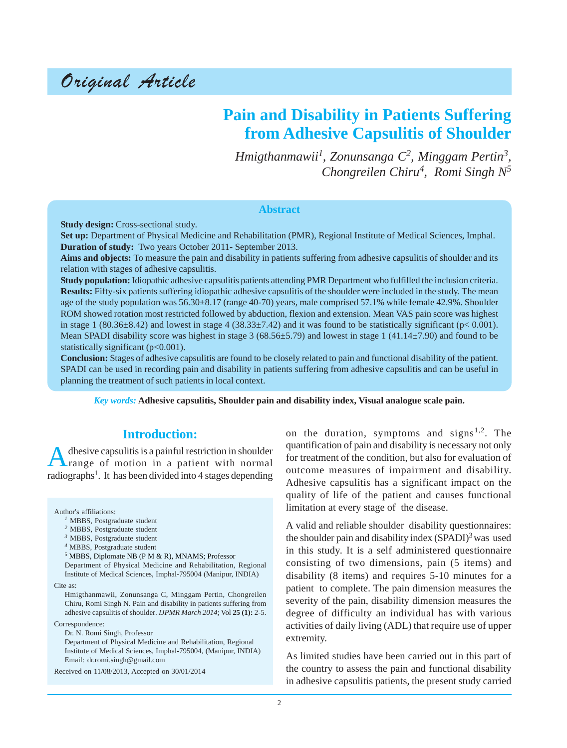Original Article

# Pain and Disability in Patients Suffering from Adhesive Capsulitis of Shoulder

*Hmigthanmawii[1], Zonunsanga C[2], Minggam Pertin[3], Chongreilen Chiru[4], Romi Singh N[5]*

## Abstract

**Study design:** Cross-sectional study.

**Set up:** Department of Physical Medicine and Rehabilitation (PMR), Regional Institute of Medical Sciences, Imphal.

**Duration of study:** Two years October 2011- September 2013.

**Aims and objects:** To measure the pain and disability in patients suffering from adhesive capsulitis of shoulder and its relation with stages of adhesive capsulitis.

**Study population:** Idiopathic adhesive capsulitis patients attending PMR Department who fulfilled the inclusion criteria.

**Results:** Fifty-six patients suffering idiopathic adhesive capsulitis of the shoulder were included in the study. The mean age of the study population was 56.30±8.17 (range 40-70) years, male comprised 57.1% while female 42.9%. Shoulder ROM showed rotation most restricted followed by abduction, flexion and extension. Mean VAS pain score was highest in stage 1 (80.36±8.42) and lowest in stage 4 (38.33±7.42) and it was found to be statistically significant ($p < 0.001$). Mean SPADI disability score was highest in stage 3 (68.56±5.79) and lowest in stage 1 (41.14±7.90) and found to be statistically significant ($p<0.001$).

**Conclusion:** Stages of adhesive capsulitis are found to be closely related to pain and functional disability of the patient. SPADI can be used in recording pain and disability in patients suffering from adhesive capsulitis and can be useful in planning the treatment of such patients in local context.

*Key words:* **Adhesive capsulitis, Shoulder pain and disability index, Visual analogue scale pain.**

## Introduction:

Adhesive capsulitis is a painful restriction in shoulder range of motion in a patient with normal radiographs[1]. It has been divided into 4 stages depending on the duration, symptoms and signs[1,2]. The quantification of pain and disability is necessary not only for treatment of the condition, but also for evaluation of outcome measures of impairment and disability. Adhesive capsulitis has a significant impact on the quality of life of the patient and causes functional limitation at every stage of the disease.

A valid and reliable shoulder disability questionnaires: the shoulder pain and disability index (SPADI)[3] was used in this study. It is a self administered questionnaire consisting of two dimensions, pain (5 items) and disability (8 items) and requires 5-10 minutes for a patient to complete. The pain dimension measures the severity of the pain, disability dimension measures the degree of difficulty an individual has with various activities of daily living (ADL) that require use of upper extremity.

As limited studies have been carried out in this part of the country to assess the pain and functional disability in adhesive capsulitis patients, the present study carried

---

Author's affiliations:

[1] MBBS, Postgraduate student
[2] MBBS, Postgraduate student
[3] MBBS, Postgraduate student
[4] MBBS, Postgraduate student
[5] MBBS, Diplomate NB (P M & R), MNAMS; Professor
Department of Physical Medicine and Rehabilitation, Regional Institute of Medical Sciences, Imphal-795004 (Manipur, INDIA)

Cite as:

Hmigthanmawii, Zonunsanga C, Minggam Pertin, Chongreilen Chiru, Romi Singh N. Pain and disability in patients suffering from adhesive capsulitis of shoulder. *IJPMR March 2014*; Vol **25 (1):** 2-5.

Correspondence:

Dr. N. Romi Singh, Professor
Department of Physical Medicine and Rehabilitation, Regional Institute of Medical Sciences, Imphal-795004, (Manipur, INDIA)
Email: dr.romi.singh@gmail.com

Received on 11/08/2013, Accepted on 30/01/2014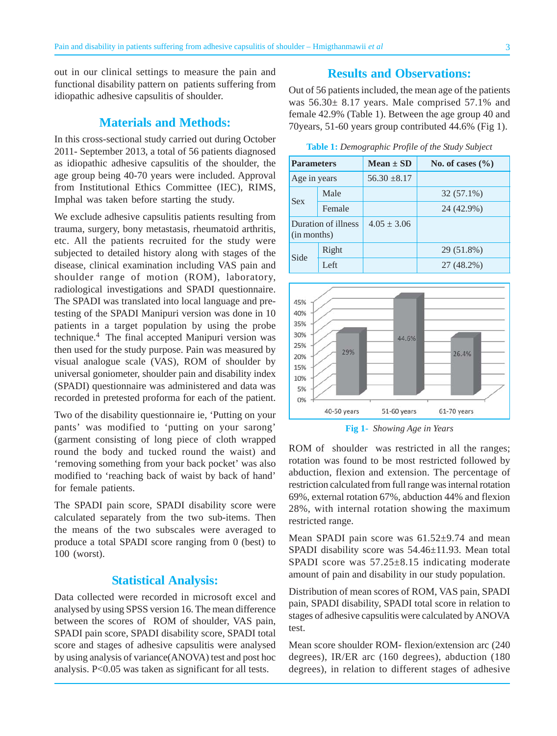out in our clinical settings to measure the pain and functional disability pattern on patients suffering from idiopathic adhesive capsulitis of shoulder.

## Materials and Methods:

In this cross-sectional study carried out during October 2011- September 2013, a total of 56 patients diagnosed as idiopathic adhesive capsulitis of the shoulder, the age group being 40-70 years were included. Approval from Institutional Ethics Committee (IEC), RIMS, Imphal was taken before starting the study.

We exclude adhesive capsulitis patients resulting from trauma, surgery, bony metastasis, rheumatoid arthritis, etc. All the patients recruited for the study were subjected to detailed history along with stages of the disease, clinical examination including VAS pain and shoulder range of motion (ROM), laboratory, radiological investigations and SPADI questionnaire. The SPADI was translated into local language and pre-testing of the SPADI Manipuri version was done in 10 patients in a target population by using the probe technique.[4] The final accepted Manipuri version was then used for the study purpose. Pain was measured by visual analogue scale (VAS), ROM of shoulder by universal goniometer, shoulder pain and disability index (SPADI) questionnaire was administered and data was recorded in pretested proforma for each of the patient.

Two of the disability questionnaire ie, 'Putting on your pants' was modified to 'putting on your sarong' (garment consisting of long piece of cloth wrapped round the body and tucked round the waist) and 'removing something from your back pocket' was also modified to 'reaching back of waist by back of hand' for female patients.

The SPADI pain score, SPADI disability score were calculated separately from the two sub-items. Then the means of the two subscales were averaged to produce a total SPADI score ranging from 0 (best) to 100 (worst).

## Statistical Analysis:

Data collected were recorded in microsoft excel and analysed by using SPSS version 16. The mean difference between the scores of ROM of shoulder, VAS pain, SPADI pain score, SPADI disability score, SPADI total score and stages of adhesive capsulitis were analysed by using analysis of variance(ANOVA) test and post hoc analysis. P<0.05 was taken as significant for all tests.

## Results and Observations:

Out of 56 patients included, the mean age of the patients was 56.30± 8.17 years. Male comprised 57.1% and female 42.9% (Table 1). Between the age group 40 and 70years, 51-60 years group contributed 44.6% (Fig 1).

**Table 1:** *Demographic Profile of the Study Subject*

| Parameters | | Mean ± SD | No. of cases (%) |
|---|---|---|---|
| Age in years | | 56.30 ±8.17 | |
| Sex | Male | | 32 (57.1%) |
| | Female | | 24 (42.9%) |
| Duration of illness (in months) | | 4.05 ± 3.06 | |
| Side | Right | | 29 (51.8%) |
| | Left | | 27 (48.2%) |

| Age group | Percentage |
|---|---|
| 40-50 years | 29% |
| 51-60 years | 44.6% |
| 61-70 years | 26.4% |

**Fig 1-** *Showing Age in Years*

ROM of shoulder was restricted in all the ranges; rotation was found to be most restricted followed by abduction, flexion and extension. The percentage of restriction calculated from full range was internal rotation 69%, external rotation 67%, abduction 44% and flexion 28%, with internal rotation showing the maximum restricted range.

Mean SPADI pain score was 61.52±9.74 and mean SPADI disability score was 54.46±11.93. Mean total SPADI score was 57.25±8.15 indicating moderate amount of pain and disability in our study population.

Distribution of mean scores of ROM, VAS pain, SPADI pain, SPADI disability, SPADI total score in relation to stages of adhesive capsulitis were calculated by ANOVA test.

Mean score shoulder ROM- flexion/extension arc (240 degrees), IR/ER arc (160 degrees), abduction (180 degrees), in relation to different stages of adhesive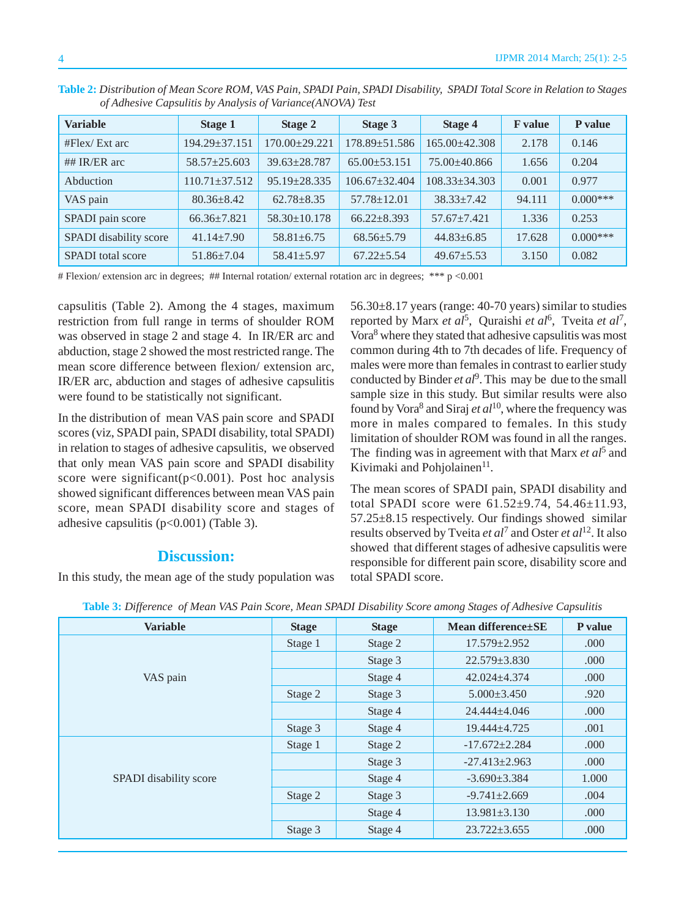**Table 2:** *Distribution of Mean Score ROM, VAS Pain, SPADI Pain, SPADI Disability, SPADI Total Score in Relation to Stages of Adhesive Capsulitis by Analysis of Variance(ANOVA) Test*

| Variable | Stage 1 | Stage 2 | Stage 3 | Stage 4 | F value | P value |
|---|---|---|---|---|---|---|
| #Flex/ Ext arc | 194.29±37.151 | 170.00±29.221 | 178.89±51.586 | 165.00±42.308 | 2.178 | 0.146 |
| ## IR/ER arc | 58.57±25.603 | 39.63±28.787 | 65.00±53.151 | 75.00±40.866 | 1.656 | 0.204 |
| Abduction | 110.71±37.512 | 95.19±28.335 | 106.67±32.404 | 108.33±34.303 | 0.001 | 0.977 |
| VAS pain | 80.36±8.42 | 62.78±8.35 | 57.78±12.01 | 38.33±7.42 | 94.111 | 0.000*** |
| SPADI pain score | 66.36±7.821 | 58.30±10.178 | 66.22±8.393 | 57.67±7.421 | 1.336 | 0.253 |
| SPADI disability score | 41.14±7.90 | 58.81±6.75 | 68.56±5.79 | 44.83±6.85 | 17.628 | 0.000*** |
| SPADI total score | 51.86±7.04 | 58.41±5.97 | 67.22±5.54 | 49.67±5.53 | 3.150 | 0.082 |

# Flexion/ extension arc in degrees; ## Internal rotation/ external rotation arc in degrees; *** p <0.001

capsulitis (Table 2). Among the 4 stages, maximum restriction from full range in terms of shoulder ROM was observed in stage 2 and stage 4. In IR/ER arc and abduction, stage 2 showed the most restricted range. The mean score difference between flexion/ extension arc, IR/ER arc, abduction and stages of adhesive capsulitis were found to be statistically not significant.

In the distribution of mean VAS pain score and SPADI scores (viz, SPADI pain, SPADI disability, total SPADI) in relation to stages of adhesive capsulitis, we observed that only mean VAS pain score and SPADI disability score were significant(p<0.001). Post hoc analysis showed significant differences between mean VAS pain score, mean SPADI disability score and stages of adhesive capsulitis (p<0.001) (Table 3).

## Discussion:

In this study, the mean age of the study population was 56.30±8.17 years (range: 40-70 years) similar to studies reported by Marx *et al*[5], Quraishi *et al*[6], Tveita *et al*[7], Vora[8] where they stated that adhesive capsulitis was most common during 4th to 7th decades of life. Frequency of males were more than females in contrast to earlier study conducted by Binder *et al*[9]. This may be due to the small sample size in this study. But similar results were also found by Vora[8] and Siraj *et al*[10], where the frequency was more in males compared to females. In this study limitation of shoulder ROM was found in all the ranges. The finding was in agreement with that Marx *et al*[5] and Kivimaki and Pohjolainen[11].

The mean scores of SPADI pain, SPADI disability and total SPADI score were 61.52±9.74, 54.46±11.93, 57.25±8.15 respectively. Our findings showed similar results observed by Tveita *et al*[7] and Oster *et al*[12]. It also showed that different stages of adhesive capsulitis were responsible for different pain score, disability score and total SPADI score.

**Table 3:** *Difference of Mean VAS Pain Score, Mean SPADI Disability Score among Stages of Adhesive Capsulitis*

| Variable | Stage | Stage | Mean difference±SE | P value |
|---|---|---|---|---|
| VAS pain | Stage 1 | Stage 2 | 17.579±2.952 | .000 |
| | | Stage 3 | 22.579±3.830 | .000 |
| | | Stage 4 | 42.024±4.374 | .000 |
| | Stage 2 | Stage 3 | 5.000±3.450 | .920 |
| | | Stage 4 | 24.444±4.046 | .000 |
| | Stage 3 | Stage 4 | 19.444±4.725 | .001 |
| SPADI disability score | Stage 1 | Stage 2 | -17.672±2.284 | .000 |
| | | Stage 3 | -27.413±2.963 | .000 |
| | | Stage 4 | -3.690±3.384 | 1.000 |
| | Stage 2 | Stage 3 | -9.741±2.669 | .004 |
| | | Stage 4 | 13.981±3.130 | .000 |
| | Stage 3 | Stage 4 | 23.722±3.655 | .000 |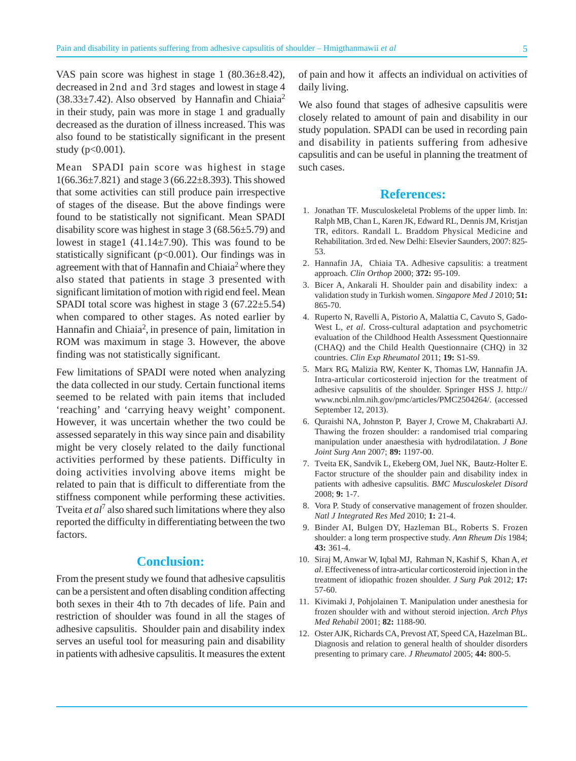VAS pain score was highest in stage 1 (80.36±8.42), decreased in 2nd and 3rd stages and lowest in stage 4 (38.33±7.42). Also observed by Hannafin and Chiaia[2] in their study, pain was more in stage 1 and gradually decreased as the duration of illness increased. This was also found to be statistically significant in the present study ($p<0.001$).

Mean SPADI pain score was highest in stage 1(66.36±7.821) and stage 3 (66.22±8.393). This showed that some activities can still produce pain irrespective of stages of the disease. But the above findings were found to be statistically not significant. Mean SPADI disability score was highest in stage 3 (68.56±5.79) and lowest in stage1 (41.14±7.90). This was found to be statistically significant ($p<0.001$). Our findings was in agreement with that of Hannafin and Chiaia[2] where they also stated that patients in stage 3 presented with significant limitation of motion with rigid end feel. Mean SPADI total score was highest in stage 3 (67.22±5.54) when compared to other stages. As noted earlier by Hannafin and Chiaia[2], in presence of pain, limitation in ROM was maximum in stage 3. However, the above finding was not statistically significant.

Few limitations of SPADI were noted when analyzing the data collected in our study. Certain functional items seemed to be related with pain items that included 'reaching' and 'carrying heavy weight' component. However, it was uncertain whether the two could be assessed separately in this way since pain and disability might be very closely related to the daily functional activities performed by these patients. Difficulty in doing activities involving above items might be related to pain that is difficult to differentiate from the stiffness component while performing these activities. Tveita *et al*[7] also shared such limitations where they also reported the difficulty in differentiating between the two factors.

## Conclusion:

From the present study we found that adhesive capsulitis can be a persistent and often disabling condition affecting both sexes in their 4th to 7th decades of life. Pain and restriction of shoulder was found in all the stages of adhesive capsulitis. Shoulder pain and disability index serves an useful tool for measuring pain and disability in patients with adhesive capsulitis. It measures the extent of pain and how it affects an individual on activities of daily living.

We also found that stages of adhesive capsulitis were closely related to amount of pain and disability in our study population. SPADI can be used in recording pain and disability in patients suffering from adhesive capsulitis and can be useful in planning the treatment of such cases.

## References:

1. Jonathan TF. Musculoskeletal Problems of the upper limb. In: Ralph MB, Chan L, Karen JK, Edward RL, Dennis JM, Kristjan TR, editors. Randall L. Braddom Physical Medicine and Rehabilitation. 3rd ed. New Delhi: Elsevier Saunders, 2007: 825-53.
2. Hannafin JA, Chiaia TA. Adhesive capsulitis: a treatment approach. *Clin Orthop* 2000; **372:** 95-109.
3. Bicer A, Ankarali H. Shoulder pain and disability index: a validation study in Turkish women. *Singapore Med J* 2010; **51:** 865-70.
4. Ruperto N, Ravelli A, Pistorio A, Malattia C, Cavuto S, Gado-West L, *et al*. Cross-cultural adaptation and psychometric evaluation of the Childhood Health Assessment Questionnaire (CHAQ) and the Child Health Questionnaire (CHQ) in 32 countries. *Clin Exp Rheumatol* 2011; **19:** S1-S9.
5. Marx RG, Malizia RW, Kenter K, Thomas LW, Hannafin JA. Intra-articular corticosteroid injection for the treatment of adhesive capsulitis of the shoulder. Springer HSS J. http://www.ncbi.nlm.nih.gov/pmc/articles/PMC2504264/. (accessed September 12, 2013).
6. Quraishi NA, Johnston P, Bayer J, Crowe M, Chakrabarti AJ. Thawing the frozen shoulder: a randomised trial comparing manipulation under anaesthesia with hydrodilatation. *J Bone Joint Surg Ann* 2007; **89:** 1197-00.
7. Tveita EK, Sandvik L, Ekeberg OM, Juel NK, Bautz-Holter E. Factor structure of the shoulder pain and disability index in patients with adhesive capsulitis. *BMC Musculoskelet Disord* 2008; **9:** 1-7.
8. Vora P. Study of conservative management of frozen shoulder. *Natl J Integrated Res Med* 2010; **1:** 21-4.
9. Binder AI, Bulgen DY, Hazleman BL, Roberts S. Frozen shoulder: a long term prospective study. *Ann Rheum Dis* 1984; **43:** 361-4.
10. Siraj M, Anwar W, Iqbal MJ, Rahman N, Kashif S, Khan A, *et al*. Effectiveness of intra-articular corticosteroid injection in the treatment of idiopathic frozen shoulder. *J Surg Pak* 2012; **17:** 57-60.
11. Kivimaki J, Pohjolainen T. Manipulation under anesthesia for frozen shoulder with and without steroid injection. *Arch Phys Med Rehabil* 2001; **82:** 1188-90.
12. Oster AJK, Richards CA, Prevost AT, Speed CA, Hazelman BL. Diagnosis and relation to general health of shoulder disorders presenting to primary care. *J Rheumatol* 2005; **44:** 800-5.